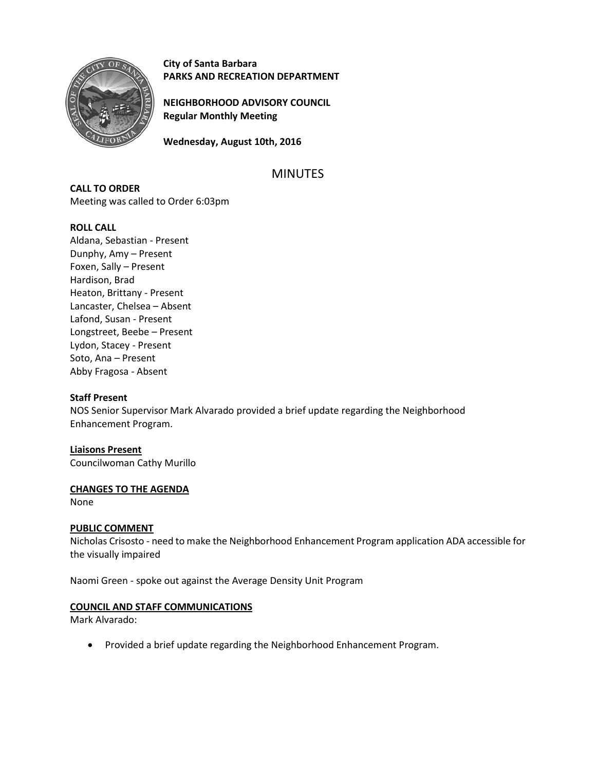**City of Santa Barbara**
**PARKS AND RECREATION DEPARTMENT**

**NEIGHBORHOOD ADVISORY COUNCIL**
**Regular Monthly Meeting**

**Wednesday, August 10th, 2016**

# MINUTES

**CALL TO ORDER**
Meeting was called to Order 6:03pm

**ROLL CALL**
Aldana, Sebastian - Present
Dunphy, Amy – Present
Foxen, Sally – Present
Hardison, Brad
Heaton, Brittany - Present
Lancaster, Chelsea – Absent
Lafond, Susan - Present
Longstreet, Beebe – Present
Lydon, Stacey - Present
Soto, Ana – Present
Abby Fragosa - Absent

**Staff Present**
NOS Senior Supervisor Mark Alvarado provided a brief update regarding the Neighborhood Enhancement Program.

**Liaisons Present**
Councilwoman Cathy Murillo

**CHANGES TO THE AGENDA**
None

**PUBLIC COMMENT**
Nicholas Crisosto - need to make the Neighborhood Enhancement Program application ADA accessible for the visually impaired

Naomi Green - spoke out against the Average Density Unit Program

**COUNCIL AND STAFF COMMUNICATIONS**
Mark Alvarado:

- Provided a brief update regarding the Neighborhood Enhancement Program.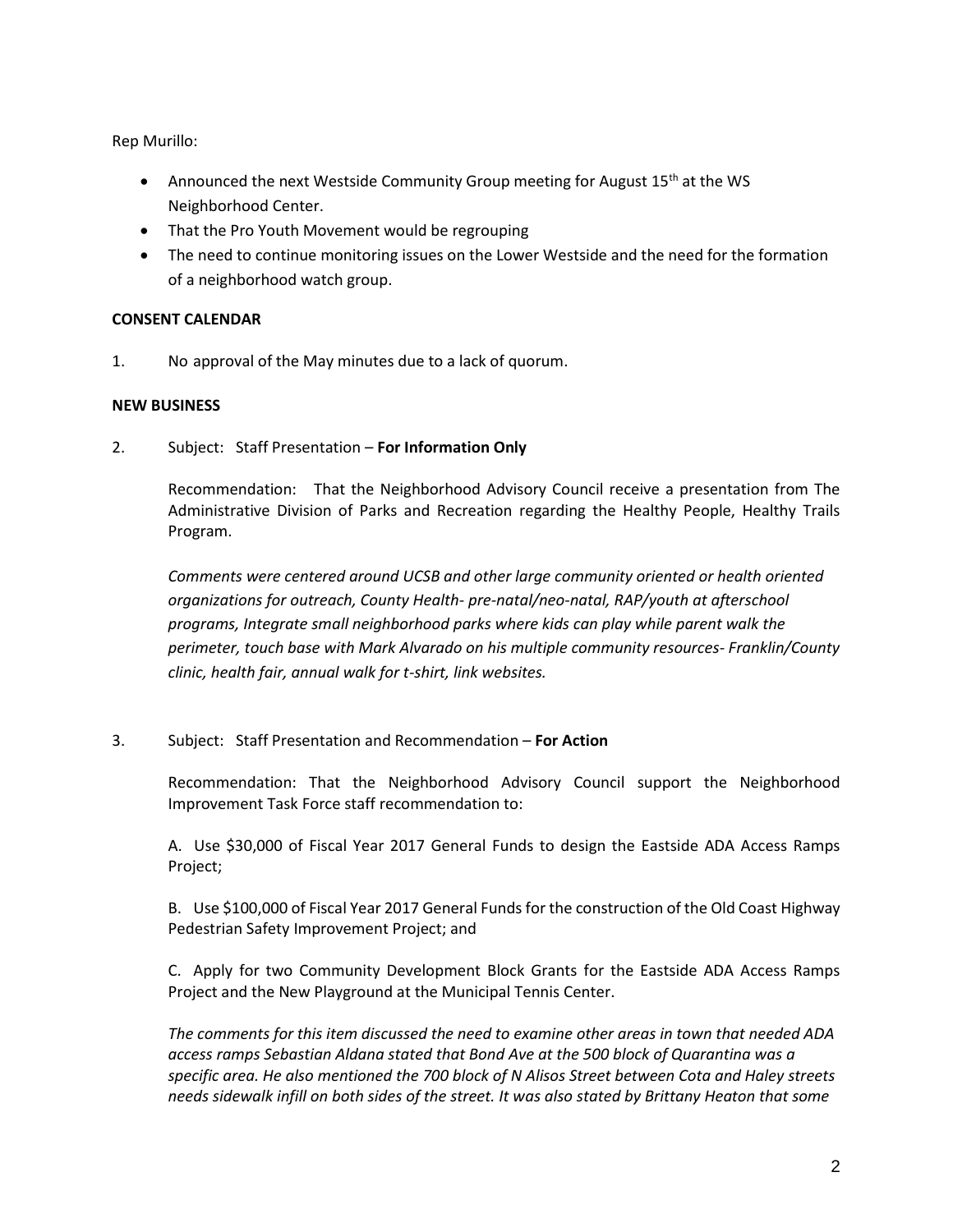Rep Murillo:

- Announced the next Westside Community Group meeting for August 15th at the WS Neighborhood Center.
- That the Pro Youth Movement would be regrouping
- The need to continue monitoring issues on the Lower Westside and the need for the formation of a neighborhood watch group.

**CONSENT CALENDAR**

1. No approval of the May minutes due to a lack of quorum.

**NEW BUSINESS**

2. Subject: Staff Presentation – **For Information Only**

   Recommendation: That the Neighborhood Advisory Council receive a presentation from The Administrative Division of Parks and Recreation regarding the Healthy People, Healthy Trails Program.

   *Comments were centered around UCSB and other large community oriented or health oriented organizations for outreach, County Health- pre-natal/neo-natal, RAP/youth at afterschool programs, Integrate small neighborhood parks where kids can play while parent walk the perimeter, touch base with Mark Alvarado on his multiple community resources- Franklin/County clinic, health fair, annual walk for t-shirt, link websites.*

3. Subject: Staff Presentation and Recommendation – **For Action**

   Recommendation: That the Neighborhood Advisory Council support the Neighborhood Improvement Task Force staff recommendation to:

   A. Use $30,000 of Fiscal Year 2017 General Funds to design the Eastside ADA Access Ramps Project;

   B. Use $100,000 of Fiscal Year 2017 General Funds for the construction of the Old Coast Highway Pedestrian Safety Improvement Project; and

   C. Apply for two Community Development Block Grants for the Eastside ADA Access Ramps Project and the New Playground at the Municipal Tennis Center.

   *The comments for this item discussed the need to examine other areas in town that needed ADA access ramps Sebastian Aldana stated that Bond Ave at the 500 block of Quarantina was a specific area. He also mentioned the 700 block of N Alisos Street between Cota and Haley streets needs sidewalk infill on both sides of the street. It was also stated by Brittany Heaton that some*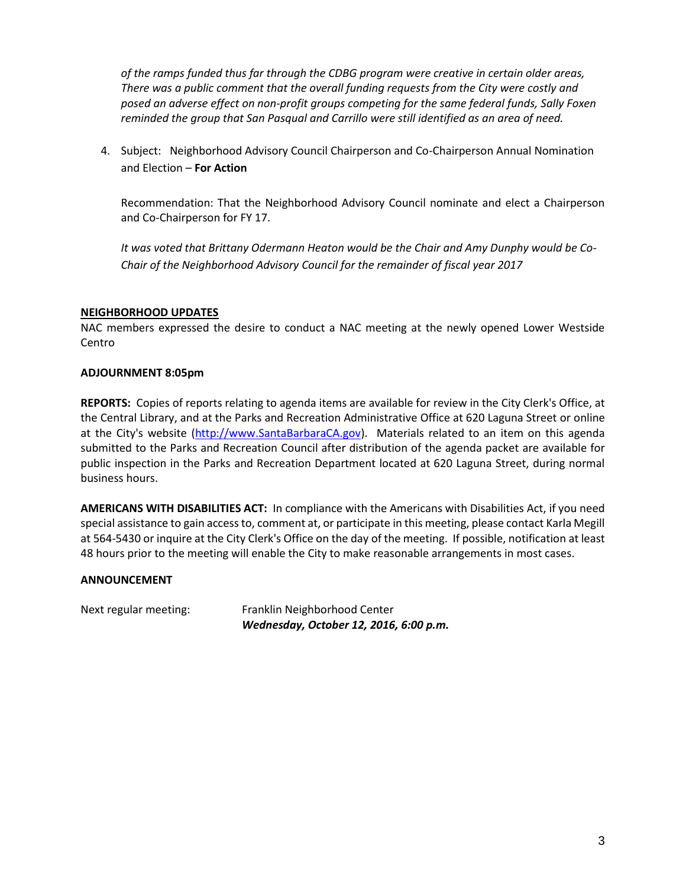*of the ramps funded thus far through the CDBG program were creative in certain older areas, There was a public comment that the overall funding requests from the City were costly and posed an adverse effect on non-profit groups competing for the same federal funds, Sally Foxen reminded the group that San Pasqual and Carrillo were still identified as an area of need.*

4. Subject: Neighborhood Advisory Council Chairperson and Co-Chairperson Annual Nomination and Election – **For Action**

   Recommendation: That the Neighborhood Advisory Council nominate and elect a Chairperson and Co-Chairperson for FY 17.

   *It was voted that Brittany Odermann Heaton would be the Chair and Amy Dunphy would be Co-Chair of the Neighborhood Advisory Council for the remainder of fiscal year 2017*

**NEIGHBORHOOD UPDATES**

NAC members expressed the desire to conduct a NAC meeting at the newly opened Lower Westside Centro

**ADJOURNMENT 8:05pm**

**REPORTS:** Copies of reports relating to agenda items are available for review in the City Clerk's Office, at the Central Library, and at the Parks and Recreation Administrative Office at 620 Laguna Street or online at the City's website (http://www.SantaBarbaraCA.gov). Materials related to an item on this agenda submitted to the Parks and Recreation Council after distribution of the agenda packet are available for public inspection in the Parks and Recreation Department located at 620 Laguna Street, during normal business hours.

**AMERICANS WITH DISABILITIES ACT:** In compliance with the Americans with Disabilities Act, if you need special assistance to gain access to, comment at, or participate in this meeting, please contact Karla Megill at 564-5430 or inquire at the City Clerk's Office on the day of the meeting. If possible, notification at least 48 hours prior to the meeting will enable the City to make reasonable arrangements in most cases.

**ANNOUNCEMENT**

Next regular meeting: Franklin Neighborhood Center
***Wednesday, October 12, 2016, 6:00 p.m.***